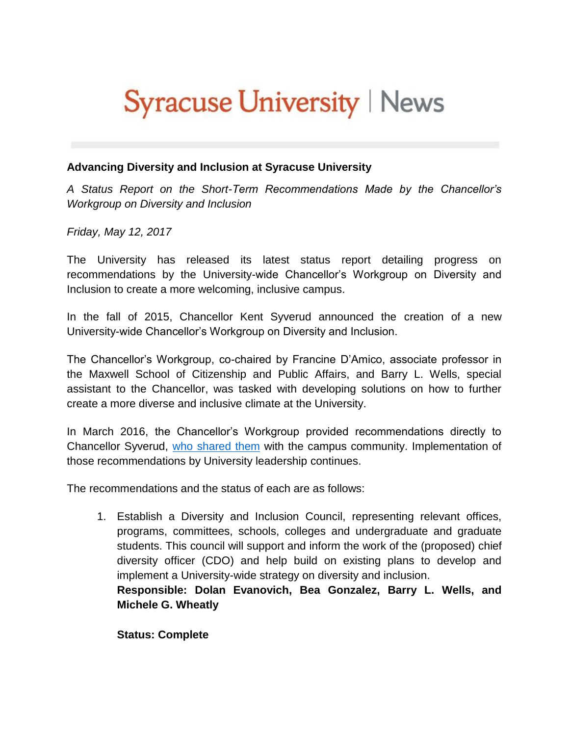# Syracuse University | News

**Advancing Diversity and Inclusion at Syracuse University**

*A Status Report on the Short-Term Recommendations Made by the Chancellor's Workgroup on Diversity and Inclusion*

*Friday, May 12, 2017*

The University has released its latest status report detailing progress on recommendations by the University-wide Chancellor's Workgroup on Diversity and Inclusion to create a more welcoming, inclusive campus.

In the fall of 2015, Chancellor Kent Syverud announced the creation of a new University-wide Chancellor's Workgroup on Diversity and Inclusion.

The Chancellor's Workgroup, co-chaired by Francine D'Amico, associate professor in the Maxwell School of Citizenship and Public Affairs, and Barry L. Wells, special assistant to the Chancellor, was tasked with developing solutions on how to further create a more diverse and inclusive climate at the University.

In March 2016, the Chancellor's Workgroup provided recommendations directly to Chancellor Syverud, who shared them with the campus community. Implementation of those recommendations by University leadership continues.

The recommendations and the status of each are as follows:

1. Establish a Diversity and Inclusion Council, representing relevant offices, programs, committees, schools, colleges and undergraduate and graduate students. This council will support and inform the work of the (proposed) chief diversity officer (CDO) and help build on existing plans to develop and implement a University-wide strategy on diversity and inclusion.
   **Responsible: Dolan Evanovich, Bea Gonzalez, Barry L. Wells, and Michele G. Wheatly**

   **Status: Complete**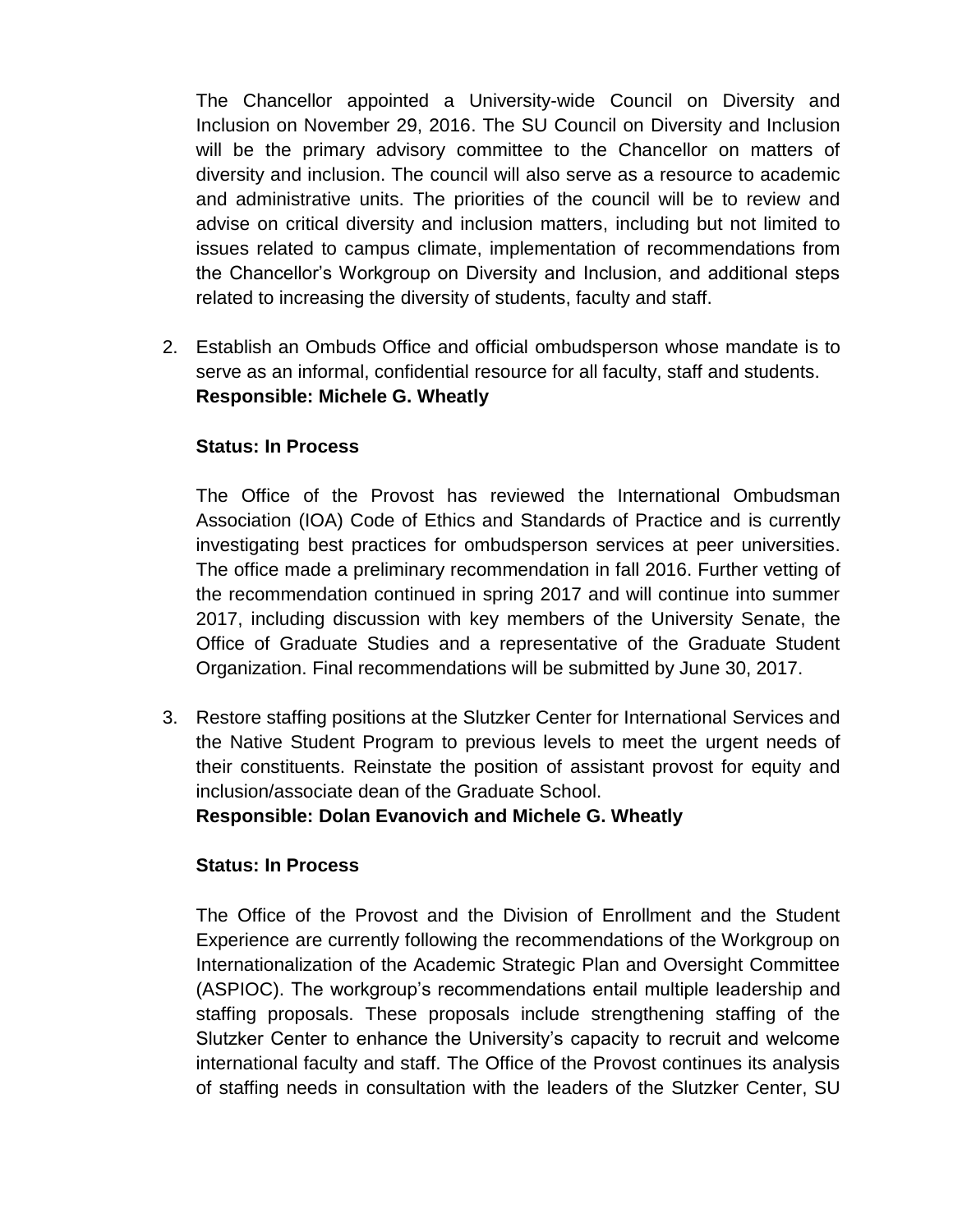The Chancellor appointed a University-wide Council on Diversity and Inclusion on November 29, 2016. The SU Council on Diversity and Inclusion will be the primary advisory committee to the Chancellor on matters of diversity and inclusion. The council will also serve as a resource to academic and administrative units. The priorities of the council will be to review and advise on critical diversity and inclusion matters, including but not limited to issues related to campus climate, implementation of recommendations from the Chancellor's Workgroup on Diversity and Inclusion, and additional steps related to increasing the diversity of students, faculty and staff.

2. Establish an Ombuds Office and official ombudsperson whose mandate is to serve as an informal, confidential resource for all faculty, staff and students.
   **Responsible: Michele G. Wheatly**

   **Status: In Process**

   The Office of the Provost has reviewed the International Ombudsman Association (IOA) Code of Ethics and Standards of Practice and is currently investigating best practices for ombudsperson services at peer universities. The office made a preliminary recommendation in fall 2016. Further vetting of the recommendation continued in spring 2017 and will continue into summer 2017, including discussion with key members of the University Senate, the Office of Graduate Studies and a representative of the Graduate Student Organization. Final recommendations will be submitted by June 30, 2017.

3. Restore staffing positions at the Slutzker Center for International Services and the Native Student Program to previous levels to meet the urgent needs of their constituents. Reinstate the position of assistant provost for equity and inclusion/associate dean of the Graduate School.
   **Responsible: Dolan Evanovich and Michele G. Wheatly**

   **Status: In Process**

   The Office of the Provost and the Division of Enrollment and the Student Experience are currently following the recommendations of the Workgroup on Internationalization of the Academic Strategic Plan and Oversight Committee (ASPIOC). The workgroup's recommendations entail multiple leadership and staffing proposals. These proposals include strengthening staffing of the Slutzker Center to enhance the University's capacity to recruit and welcome international faculty and staff. The Office of the Provost continues its analysis of staffing needs in consultation with the leaders of the Slutzker Center, SU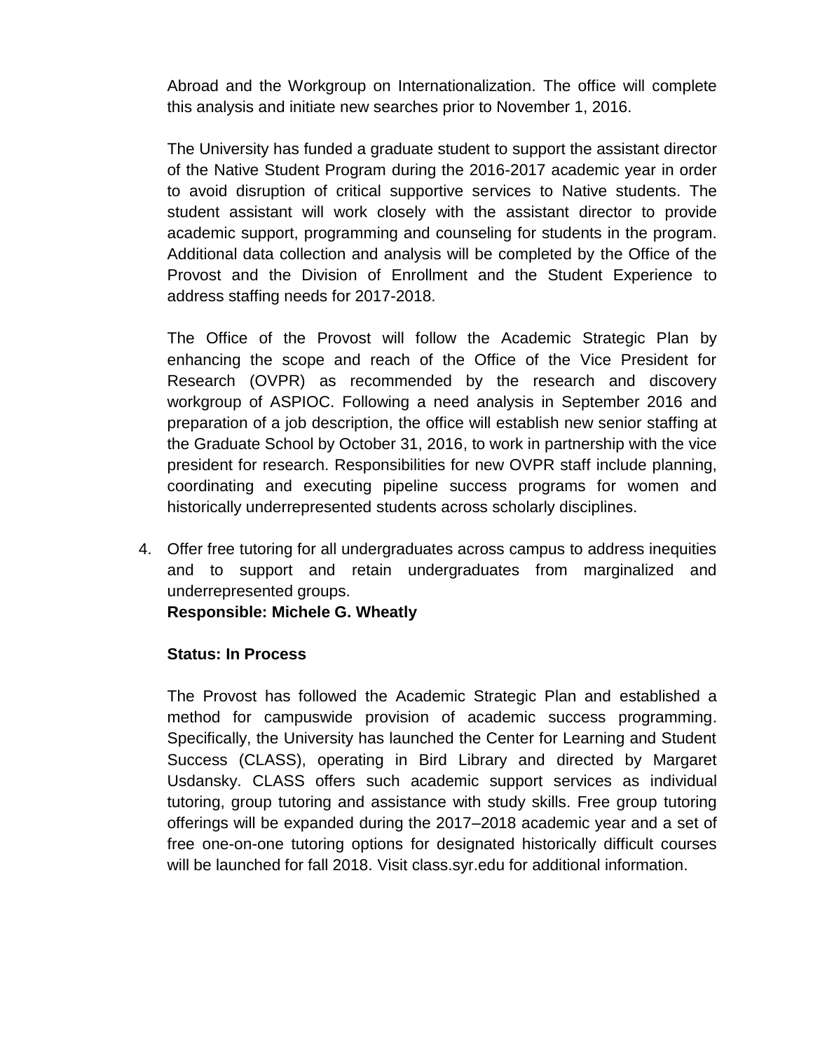Abroad and the Workgroup on Internationalization. The office will complete this analysis and initiate new searches prior to November 1, 2016.

The University has funded a graduate student to support the assistant director of the Native Student Program during the 2016-2017 academic year in order to avoid disruption of critical supportive services to Native students. The student assistant will work closely with the assistant director to provide academic support, programming and counseling for students in the program. Additional data collection and analysis will be completed by the Office of the Provost and the Division of Enrollment and the Student Experience to address staffing needs for 2017-2018.

The Office of the Provost will follow the Academic Strategic Plan by enhancing the scope and reach of the Office of the Vice President for Research (OVPR) as recommended by the research and discovery workgroup of ASPIOC. Following a need analysis in September 2016 and preparation of a job description, the office will establish new senior staffing at the Graduate School by October 31, 2016, to work in partnership with the vice president for research. Responsibilities for new OVPR staff include planning, coordinating and executing pipeline success programs for women and historically underrepresented students across scholarly disciplines.

4. Offer free tutoring for all undergraduates across campus to address inequities and to support and retain undergraduates from marginalized and underrepresented groups.
   **Responsible: Michele G. Wheatly**

   **Status: In Process**

   The Provost has followed the Academic Strategic Plan and established a method for campuswide provision of academic success programming. Specifically, the University has launched the Center for Learning and Student Success (CLASS), operating in Bird Library and directed by Margaret Usdansky. CLASS offers such academic support services as individual tutoring, group tutoring and assistance with study skills. Free group tutoring offerings will be expanded during the 2017–2018 academic year and a set of free one-on-one tutoring options for designated historically difficult courses will be launched for fall 2018. Visit class.syr.edu for additional information.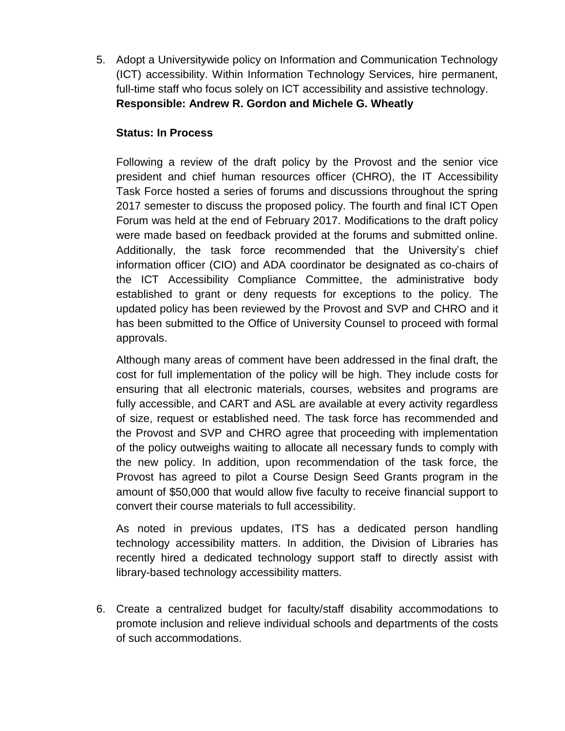5. Adopt a Universitywide policy on Information and Communication Technology (ICT) accessibility. Within Information Technology Services, hire permanent, full-time staff who focus solely on ICT accessibility and assistive technology.
   **Responsible: Andrew R. Gordon and Michele G. Wheatly**

   **Status: In Process**

   Following a review of the draft policy by the Provost and the senior vice president and chief human resources officer (CHRO), the IT Accessibility Task Force hosted a series of forums and discussions throughout the spring 2017 semester to discuss the proposed policy. The fourth and final ICT Open Forum was held at the end of February 2017. Modifications to the draft policy were made based on feedback provided at the forums and submitted online. Additionally, the task force recommended that the University's chief information officer (CIO) and ADA coordinator be designated as co-chairs of the ICT Accessibility Compliance Committee, the administrative body established to grant or deny requests for exceptions to the policy. The updated policy has been reviewed by the Provost and SVP and CHRO and it has been submitted to the Office of University Counsel to proceed with formal approvals.

   Although many areas of comment have been addressed in the final draft, the cost for full implementation of the policy will be high. They include costs for ensuring that all electronic materials, courses, websites and programs are fully accessible, and CART and ASL are available at every activity regardless of size, request or established need. The task force has recommended and the Provost and SVP and CHRO agree that proceeding with implementation of the policy outweighs waiting to allocate all necessary funds to comply with the new policy. In addition, upon recommendation of the task force, the Provost has agreed to pilot a Course Design Seed Grants program in the amount of $50,000 that would allow five faculty to receive financial support to convert their course materials to full accessibility.

   As noted in previous updates, ITS has a dedicated person handling technology accessibility matters. In addition, the Division of Libraries has recently hired a dedicated technology support staff to directly assist with library-based technology accessibility matters.

6. Create a centralized budget for faculty/staff disability accommodations to promote inclusion and relieve individual schools and departments of the costs of such accommodations.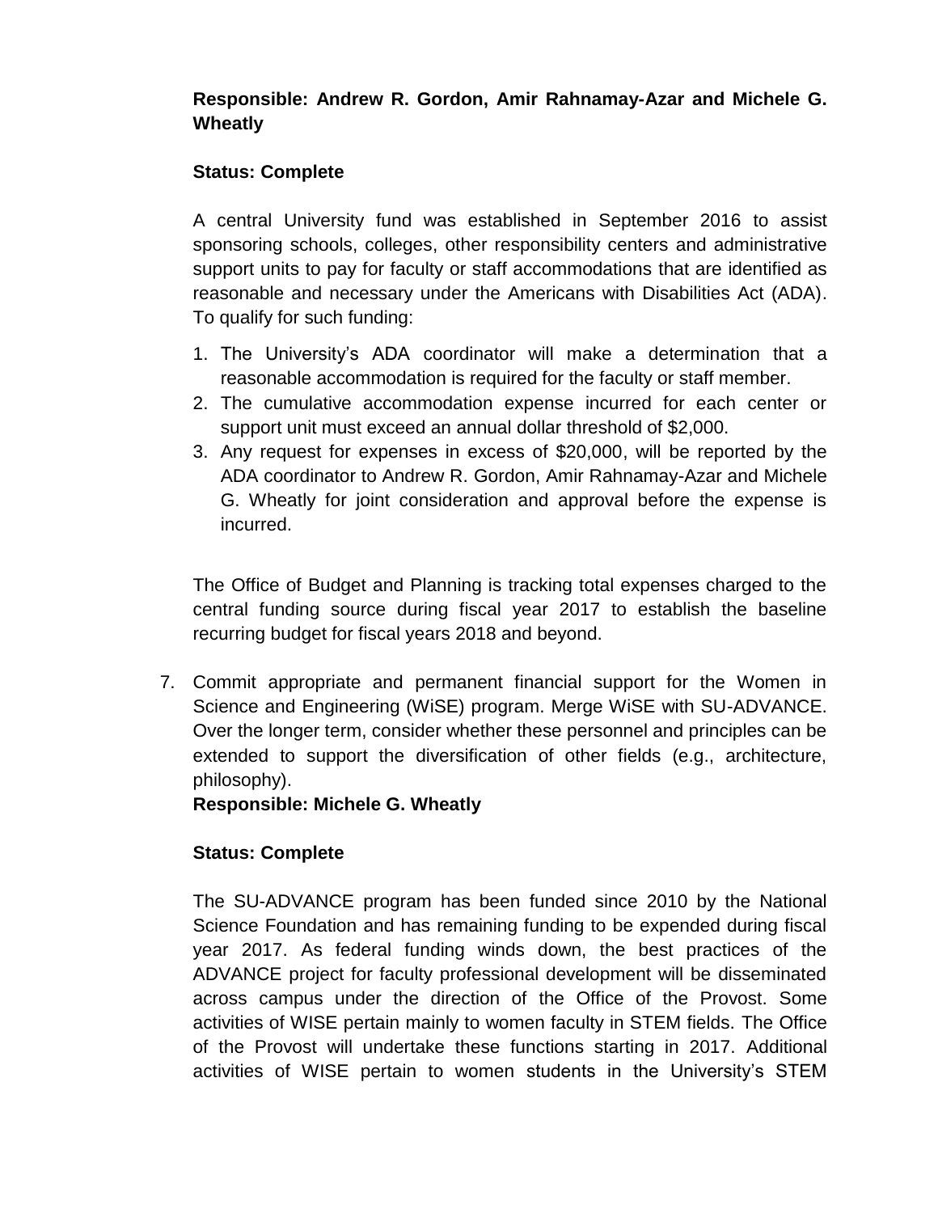**Responsible: Andrew R. Gordon, Amir Rahnamay-Azar and Michele G. Wheatly**

**Status: Complete**

A central University fund was established in September 2016 to assist sponsoring schools, colleges, other responsibility centers and administrative support units to pay for faculty or staff accommodations that are identified as reasonable and necessary under the Americans with Disabilities Act (ADA). To qualify for such funding:

1. The University's ADA coordinator will make a determination that a reasonable accommodation is required for the faculty or staff member.
2. The cumulative accommodation expense incurred for each center or support unit must exceed an annual dollar threshold of $2,000.
3. Any request for expenses in excess of $20,000, will be reported by the ADA coordinator to Andrew R. Gordon, Amir Rahnamay-Azar and Michele G. Wheatly for joint consideration and approval before the expense is incurred.

The Office of Budget and Planning is tracking total expenses charged to the central funding source during fiscal year 2017 to establish the baseline recurring budget for fiscal years 2018 and beyond.

7. Commit appropriate and permanent financial support for the Women in Science and Engineering (WiSE) program. Merge WiSE with SU-ADVANCE. Over the longer term, consider whether these personnel and principles can be extended to support the diversification of other fields (e.g., architecture, philosophy).
**Responsible: Michele G. Wheatly**

**Status: Complete**

The SU-ADVANCE program has been funded since 2010 by the National Science Foundation and has remaining funding to be expended during fiscal year 2017. As federal funding winds down, the best practices of the ADVANCE project for faculty professional development will be disseminated across campus under the direction of the Office of the Provost. Some activities of WISE pertain mainly to women faculty in STEM fields. The Office of the Provost will undertake these functions starting in 2017. Additional activities of WISE pertain to women students in the University's STEM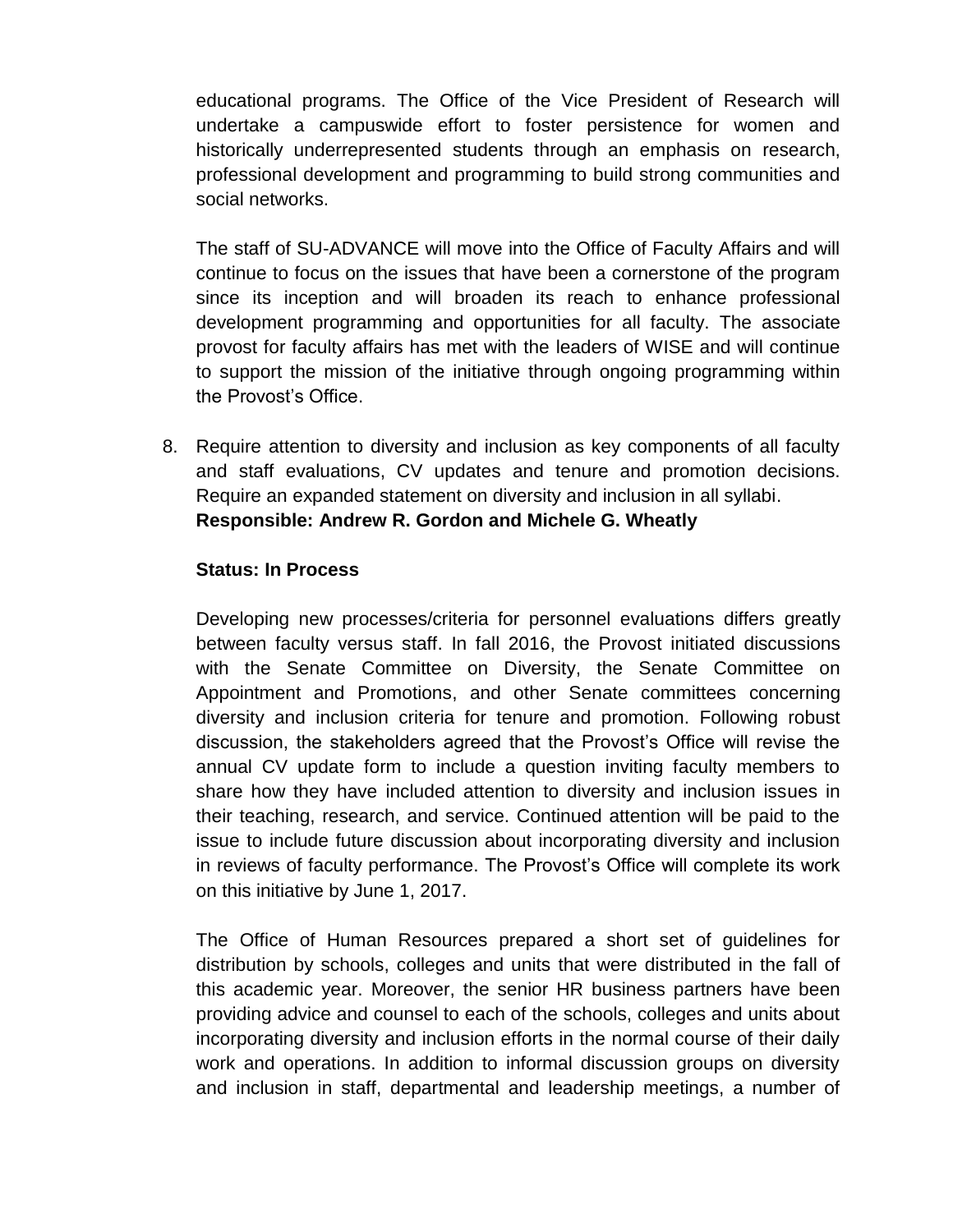educational programs. The Office of the Vice President of Research will undertake a campuswide effort to foster persistence for women and historically underrepresented students through an emphasis on research, professional development and programming to build strong communities and social networks.

The staff of SU-ADVANCE will move into the Office of Faculty Affairs and will continue to focus on the issues that have been a cornerstone of the program since its inception and will broaden its reach to enhance professional development programming and opportunities for all faculty. The associate provost for faculty affairs has met with the leaders of WISE and will continue to support the mission of the initiative through ongoing programming within the Provost's Office.

8. Require attention to diversity and inclusion as key components of all faculty and staff evaluations, CV updates and tenure and promotion decisions. Require an expanded statement on diversity and inclusion in all syllabi.
   **Responsible: Andrew R. Gordon and Michele G. Wheatly**

   **Status: In Process**

   Developing new processes/criteria for personnel evaluations differs greatly between faculty versus staff. In fall 2016, the Provost initiated discussions with the Senate Committee on Diversity, the Senate Committee on Appointment and Promotions, and other Senate committees concerning diversity and inclusion criteria for tenure and promotion. Following robust discussion, the stakeholders agreed that the Provost's Office will revise the annual CV update form to include a question inviting faculty members to share how they have included attention to diversity and inclusion issues in their teaching, research, and service. Continued attention will be paid to the issue to include future discussion about incorporating diversity and inclusion in reviews of faculty performance. The Provost's Office will complete its work on this initiative by June 1, 2017.

   The Office of Human Resources prepared a short set of guidelines for distribution by schools, colleges and units that were distributed in the fall of this academic year. Moreover, the senior HR business partners have been providing advice and counsel to each of the schools, colleges and units about incorporating diversity and inclusion efforts in the normal course of their daily work and operations. In addition to informal discussion groups on diversity and inclusion in staff, departmental and leadership meetings, a number of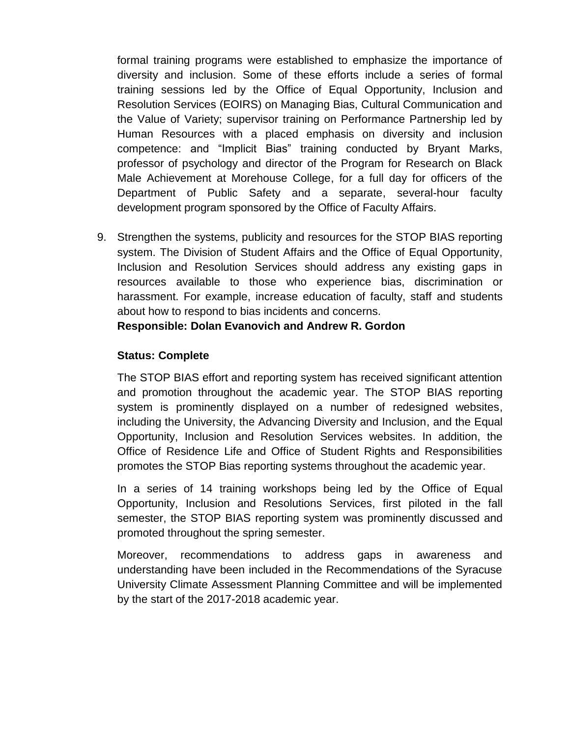formal training programs were established to emphasize the importance of diversity and inclusion. Some of these efforts include a series of formal training sessions led by the Office of Equal Opportunity, Inclusion and Resolution Services (EOIRS) on Managing Bias, Cultural Communication and the Value of Variety; supervisor training on Performance Partnership led by Human Resources with a placed emphasis on diversity and inclusion competence: and "Implicit Bias" training conducted by Bryant Marks, professor of psychology and director of the Program for Research on Black Male Achievement at Morehouse College, for a full day for officers of the Department of Public Safety and a separate, several-hour faculty development program sponsored by the Office of Faculty Affairs.

9. Strengthen the systems, publicity and resources for the STOP BIAS reporting system. The Division of Student Affairs and the Office of Equal Opportunity, Inclusion and Resolution Services should address any existing gaps in resources available to those who experience bias, discrimination or harassment. For example, increase education of faculty, staff and students about how to respond to bias incidents and concerns.
   **Responsible: Dolan Evanovich and Andrew R. Gordon**

   **Status: Complete**

   The STOP BIAS effort and reporting system has received significant attention and promotion throughout the academic year. The STOP BIAS reporting system is prominently displayed on a number of redesigned websites, including the University, the Advancing Diversity and Inclusion, and the Equal Opportunity, Inclusion and Resolution Services websites. In addition, the Office of Residence Life and Office of Student Rights and Responsibilities promotes the STOP Bias reporting systems throughout the academic year.

   In a series of 14 training workshops being led by the Office of Equal Opportunity, Inclusion and Resolutions Services, first piloted in the fall semester, the STOP BIAS reporting system was prominently discussed and promoted throughout the spring semester.

   Moreover, recommendations to address gaps in awareness and understanding have been included in the Recommendations of the Syracuse University Climate Assessment Planning Committee and will be implemented by the start of the 2017-2018 academic year.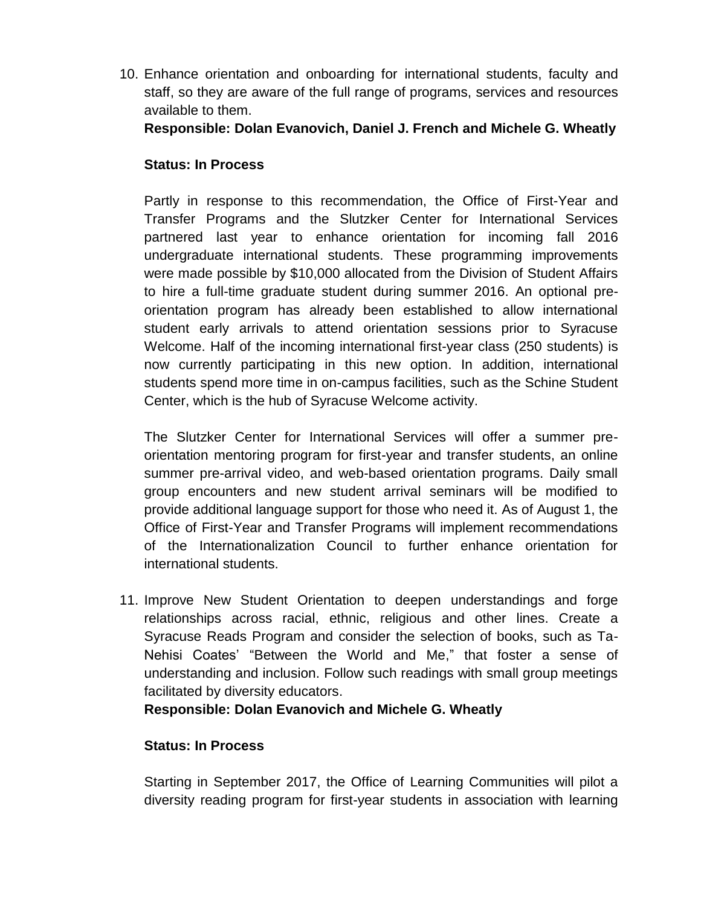10. Enhance orientation and onboarding for international students, faculty and staff, so they are aware of the full range of programs, services and resources available to them.
    **Responsible: Dolan Evanovich, Daniel J. French and Michele G. Wheatly**

    **Status: In Process**

    Partly in response to this recommendation, the Office of First-Year and Transfer Programs and the Slutzker Center for International Services partnered last year to enhance orientation for incoming fall 2016 undergraduate international students. These programming improvements were made possible by $10,000 allocated from the Division of Student Affairs to hire a full-time graduate student during summer 2016. An optional pre-orientation program has already been established to allow international student early arrivals to attend orientation sessions prior to Syracuse Welcome. Half of the incoming international first-year class (250 students) is now currently participating in this new option. In addition, international students spend more time in on-campus facilities, such as the Schine Student Center, which is the hub of Syracuse Welcome activity.

    The Slutzker Center for International Services will offer a summer pre-orientation mentoring program for first-year and transfer students, an online summer pre-arrival video, and web-based orientation programs. Daily small group encounters and new student arrival seminars will be modified to provide additional language support for those who need it. As of August 1, the Office of First-Year and Transfer Programs will implement recommendations of the Internationalization Council to further enhance orientation for international students.

11. Improve New Student Orientation to deepen understandings and forge relationships across racial, ethnic, religious and other lines. Create a Syracuse Reads Program and consider the selection of books, such as Ta-Nehisi Coates' "Between the World and Me," that foster a sense of understanding and inclusion. Follow such readings with small group meetings facilitated by diversity educators.
    **Responsible: Dolan Evanovich and Michele G. Wheatly**

    **Status: In Process**

    Starting in September 2017, the Office of Learning Communities will pilot a diversity reading program for first-year students in association with learning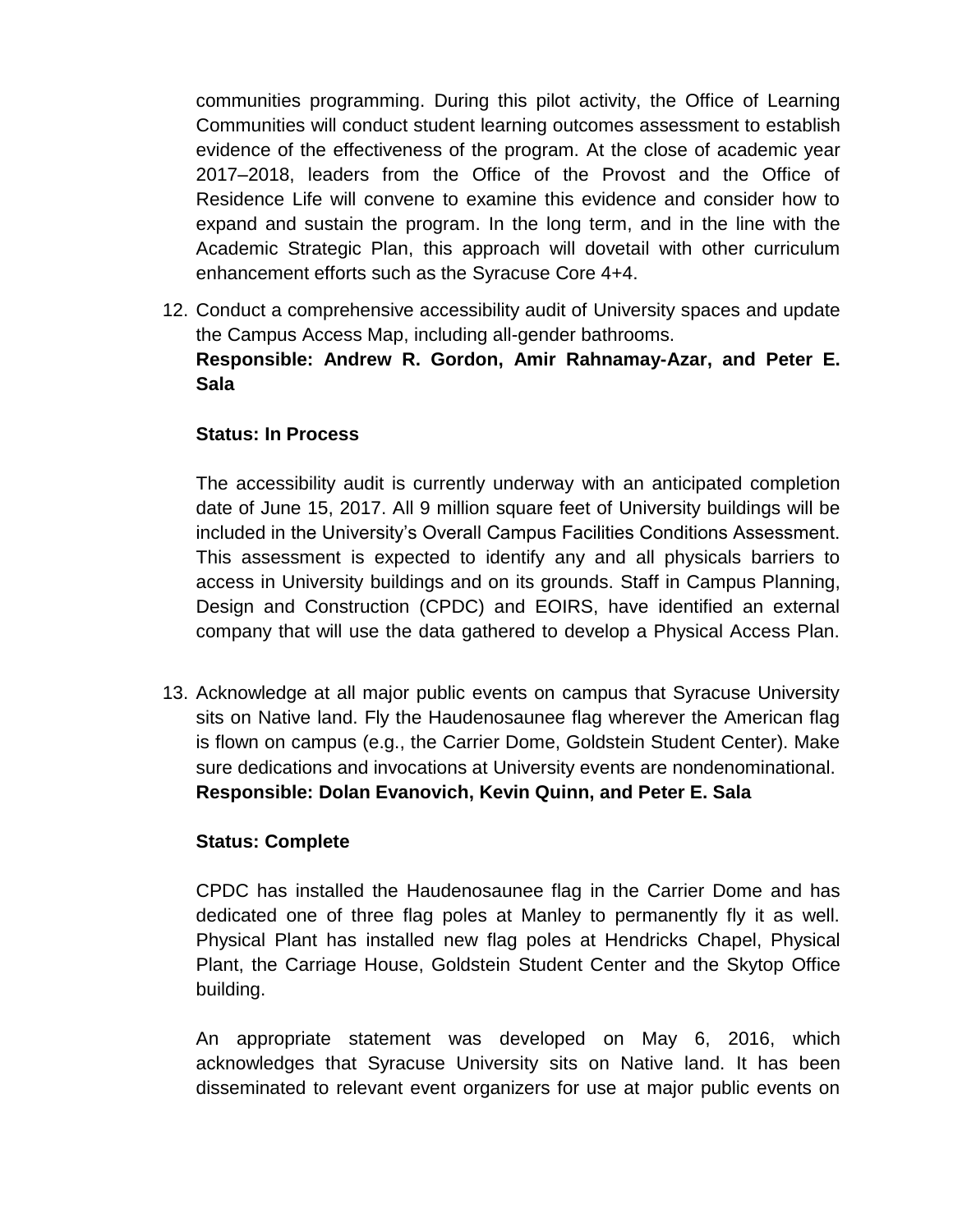communities programming. During this pilot activity, the Office of Learning Communities will conduct student learning outcomes assessment to establish evidence of the effectiveness of the program. At the close of academic year 2017–2018, leaders from the Office of the Provost and the Office of Residence Life will convene to examine this evidence and consider how to expand and sustain the program. In the long term, and in the line with the Academic Strategic Plan, this approach will dovetail with other curriculum enhancement efforts such as the Syracuse Core 4+4.

12. Conduct a comprehensive accessibility audit of University spaces and update the Campus Access Map, including all-gender bathrooms.
**Responsible: Andrew R. Gordon, Amir Rahnamay-Azar, and Peter E. Sala**

    **Status: In Process**

    The accessibility audit is currently underway with an anticipated completion date of June 15, 2017. All 9 million square feet of University buildings will be included in the University's Overall Campus Facilities Conditions Assessment. This assessment is expected to identify any and all physicals barriers to access in University buildings and on its grounds. Staff in Campus Planning, Design and Construction (CPDC) and EOIRS, have identified an external company that will use the data gathered to develop a Physical Access Plan.

13. Acknowledge at all major public events on campus that Syracuse University sits on Native land. Fly the Haudenosaunee flag wherever the American flag is flown on campus (e.g., the Carrier Dome, Goldstein Student Center). Make sure dedications and invocations at University events are nondenominational.
**Responsible: Dolan Evanovich, Kevin Quinn, and Peter E. Sala**

    **Status: Complete**

    CPDC has installed the Haudenosaunee flag in the Carrier Dome and has dedicated one of three flag poles at Manley to permanently fly it as well. Physical Plant has installed new flag poles at Hendricks Chapel, Physical Plant, the Carriage House, Goldstein Student Center and the Skytop Office building.

    An appropriate statement was developed on May 6, 2016, which acknowledges that Syracuse University sits on Native land. It has been disseminated to relevant event organizers for use at major public events on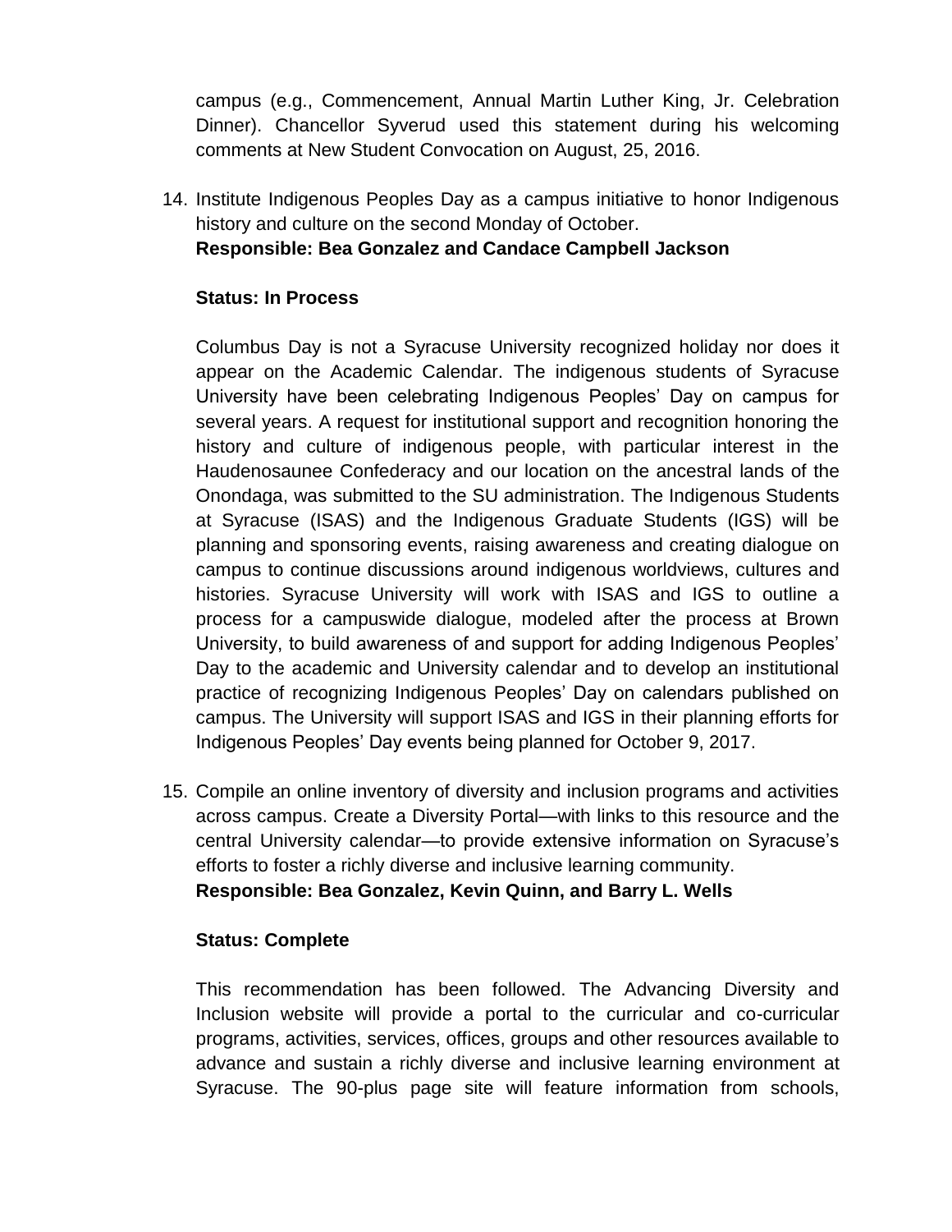campus (e.g., Commencement, Annual Martin Luther King, Jr. Celebration Dinner). Chancellor Syverud used this statement during his welcoming comments at New Student Convocation on August, 25, 2016.

14. Institute Indigenous Peoples Day as a campus initiative to honor Indigenous history and culture on the second Monday of October.
    **Responsible: Bea Gonzalez and Candace Campbell Jackson**

    **Status: In Process**

    Columbus Day is not a Syracuse University recognized holiday nor does it appear on the Academic Calendar. The indigenous students of Syracuse University have been celebrating Indigenous Peoples' Day on campus for several years. A request for institutional support and recognition honoring the history and culture of indigenous people, with particular interest in the Haudenosaunee Confederacy and our location on the ancestral lands of the Onondaga, was submitted to the SU administration. The Indigenous Students at Syracuse (ISAS) and the Indigenous Graduate Students (IGS) will be planning and sponsoring events, raising awareness and creating dialogue on campus to continue discussions around indigenous worldviews, cultures and histories. Syracuse University will work with ISAS and IGS to outline a process for a campuswide dialogue, modeled after the process at Brown University, to build awareness of and support for adding Indigenous Peoples' Day to the academic and University calendar and to develop an institutional practice of recognizing Indigenous Peoples' Day on calendars published on campus. The University will support ISAS and IGS in their planning efforts for Indigenous Peoples' Day events being planned for October 9, 2017.

15. Compile an online inventory of diversity and inclusion programs and activities across campus. Create a Diversity Portal—with links to this resource and the central University calendar—to provide extensive information on Syracuse's efforts to foster a richly diverse and inclusive learning community.
    **Responsible: Bea Gonzalez, Kevin Quinn, and Barry L. Wells**

    **Status: Complete**

    This recommendation has been followed. The Advancing Diversity and Inclusion website will provide a portal to the curricular and co-curricular programs, activities, services, offices, groups and other resources available to advance and sustain a richly diverse and inclusive learning environment at Syracuse. The 90-plus page site will feature information from schools,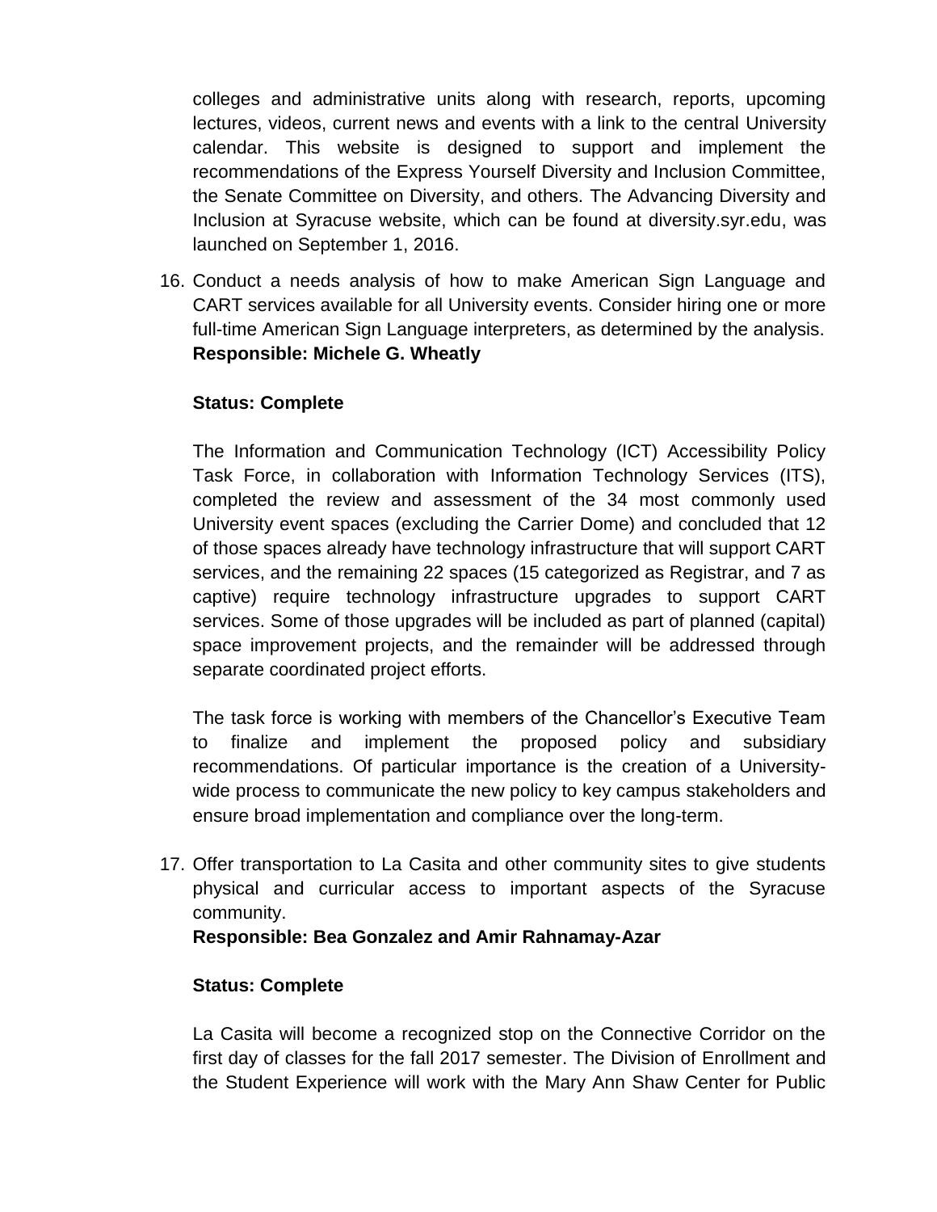colleges and administrative units along with research, reports, upcoming lectures, videos, current news and events with a link to the central University calendar. This website is designed to support and implement the recommendations of the Express Yourself Diversity and Inclusion Committee, the Senate Committee on Diversity, and others. The Advancing Diversity and Inclusion at Syracuse website, which can be found at diversity.syr.edu, was launched on September 1, 2016.

16. Conduct a needs analysis of how to make American Sign Language and CART services available for all University events. Consider hiring one or more full-time American Sign Language interpreters, as determined by the analysis.
    **Responsible: Michele G. Wheatly**

    **Status: Complete**

    The Information and Communication Technology (ICT) Accessibility Policy Task Force, in collaboration with Information Technology Services (ITS), completed the review and assessment of the 34 most commonly used University event spaces (excluding the Carrier Dome) and concluded that 12 of those spaces already have technology infrastructure that will support CART services, and the remaining 22 spaces (15 categorized as Registrar, and 7 as captive) require technology infrastructure upgrades to support CART services. Some of those upgrades will be included as part of planned (capital) space improvement projects, and the remainder will be addressed through separate coordinated project efforts.

    The task force is working with members of the Chancellor's Executive Team to finalize and implement the proposed policy and subsidiary recommendations. Of particular importance is the creation of a University-wide process to communicate the new policy to key campus stakeholders and ensure broad implementation and compliance over the long-term.

17. Offer transportation to La Casita and other community sites to give students physical and curricular access to important aspects of the Syracuse community.
    **Responsible: Bea Gonzalez and Amir Rahnamay-Azar**

    **Status: Complete**

    La Casita will become a recognized stop on the Connective Corridor on the first day of classes for the fall 2017 semester. The Division of Enrollment and the Student Experience will work with the Mary Ann Shaw Center for Public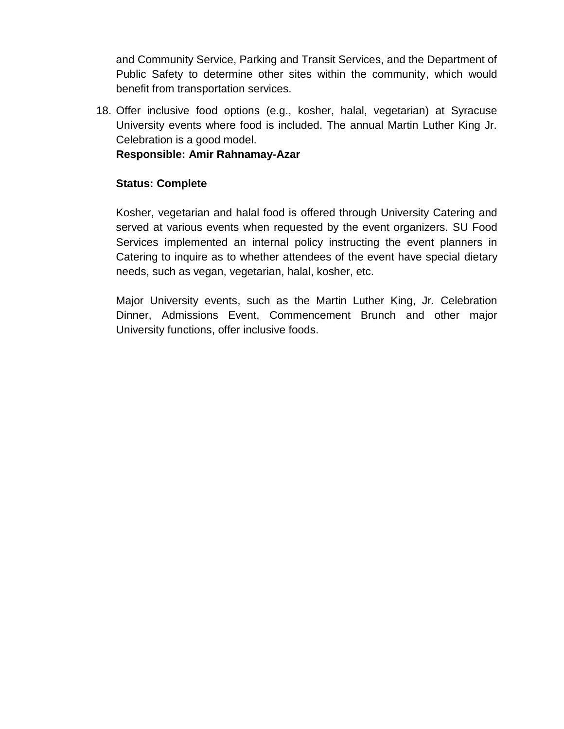and Community Service, Parking and Transit Services, and the Department of Public Safety to determine other sites within the community, which would benefit from transportation services.

18. Offer inclusive food options (e.g., kosher, halal, vegetarian) at Syracuse University events where food is included. The annual Martin Luther King Jr. Celebration is a good model.
    **Responsible: Amir Rahnamay-Azar**

    **Status: Complete**

    Kosher, vegetarian and halal food is offered through University Catering and served at various events when requested by the event organizers. SU Food Services implemented an internal policy instructing the event planners in Catering to inquire as to whether attendees of the event have special dietary needs, such as vegan, vegetarian, halal, kosher, etc.

    Major University events, such as the Martin Luther King, Jr. Celebration Dinner, Admissions Event, Commencement Brunch and other major University functions, offer inclusive foods.